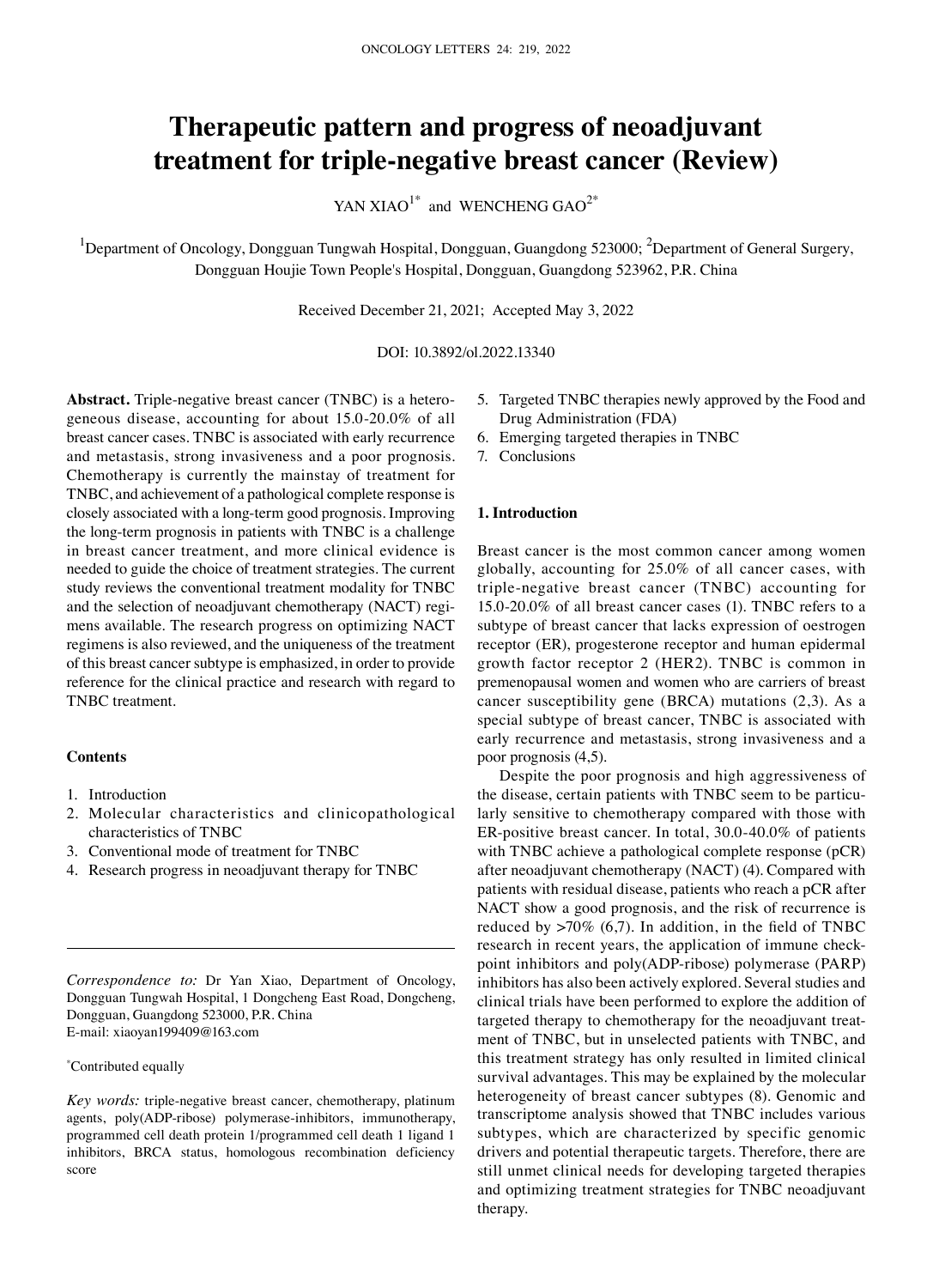# Therapeutic pattern and progress of neoadjuvant treatment for triple-negative breast cancer (Review)

YAN XIAO[1*] and WENCHENG GAO[2*]

[1]Department of Oncology, Dongguan Tungwah Hospital, Dongguan, Guangdong 523000; [2]Department of General Surgery, Dongguan Houjie Town People's Hospital, Dongguan, Guangdong 523962, P.R. China

Received December 21, 2021; Accepted May 3, 2022

DOI: 10.3892/ol.2022.13340

**Abstract.** Triple-negative breast cancer (TNBC) is a heterogeneous disease, accounting for about 15.0-20.0% of all breast cancer cases. TNBC is associated with early recurrence and metastasis, strong invasiveness and a poor prognosis. Chemotherapy is currently the mainstay of treatment for TNBC, and achievement of a pathological complete response is closely associated with a long-term good prognosis. Improving the long-term prognosis in patients with TNBC is a challenge in breast cancer treatment, and more clinical evidence is needed to guide the choice of treatment strategies. The current study reviews the conventional treatment modality for TNBC and the selection of neoadjuvant chemotherapy (NACT) regimens available. The research progress on optimizing NACT regimens is also reviewed, and the uniqueness of the treatment of this breast cancer subtype is emphasized, in order to provide reference for the clinical practice and research with regard to TNBC treatment.

**Contents**

1. Introduction
2. Molecular characteristics and clinicopathological characteristics of TNBC
3. Conventional mode of treatment for TNBC
4. Research progress in neoadjuvant therapy for TNBC
5. Targeted TNBC therapies newly approved by the Food and Drug Administration (FDA)
6. Emerging targeted therapies in TNBC
7. Conclusions

*Correspondence to:* Dr Yan Xiao, Department of Oncology, Dongguan Tungwah Hospital, 1 Dongcheng East Road, Dongcheng, Dongguan, Guangdong 523000, P.R. China
E-mail: xiaoyan199409@163.com

[*]Contributed equally

*Key words:* triple-negative breast cancer, chemotherapy, platinum agents, poly(ADP-ribose) polymerase-inhibitors, immunotherapy, programmed cell death protein 1/programmed cell death 1 ligand 1 inhibitors, BRCA status, homologous recombination deficiency score

## 1. Introduction

Breast cancer is the most common cancer among women globally, accounting for 25.0% of all cancer cases, with triple-negative breast cancer (TNBC) accounting for 15.0-20.0% of all breast cancer cases (1). TNBC refers to a subtype of breast cancer that lacks expression of oestrogen receptor (ER), progesterone receptor and human epidermal growth factor receptor 2 (HER2). TNBC is common in premenopausal women and women who are carriers of breast cancer susceptibility gene (BRCA) mutations (2,3). As a special subtype of breast cancer, TNBC is associated with early recurrence and metastasis, strong invasiveness and a poor prognosis (4,5).

Despite the poor prognosis and high aggressiveness of the disease, certain patients with TNBC seem to be particularly sensitive to chemotherapy compared with those with ER-positive breast cancer. In total, 30.0-40.0% of patients with TNBC achieve a pathological complete response (pCR) after neoadjuvant chemotherapy (NACT) (4). Compared with patients with residual disease, patients who reach a pCR after NACT show a good prognosis, and the risk of recurrence is reduced by >70% (6,7). In addition, in the field of TNBC research in recent years, the application of immune checkpoint inhibitors and poly(ADP-ribose) polymerase (PARP) inhibitors has also been actively explored. Several studies and clinical trials have been performed to explore the addition of targeted therapy to chemotherapy for the neoadjuvant treatment of TNBC, but in unselected patients with TNBC, and this treatment strategy has only resulted in limited clinical survival advantages. This may be explained by the molecular heterogeneity of breast cancer subtypes (8). Genomic and transcriptome analysis showed that TNBC includes various subtypes, which are characterized by specific genomic drivers and potential therapeutic targets. Therefore, there are still unmet clinical needs for developing targeted therapies and optimizing treatment strategies for TNBC neoadjuvant therapy.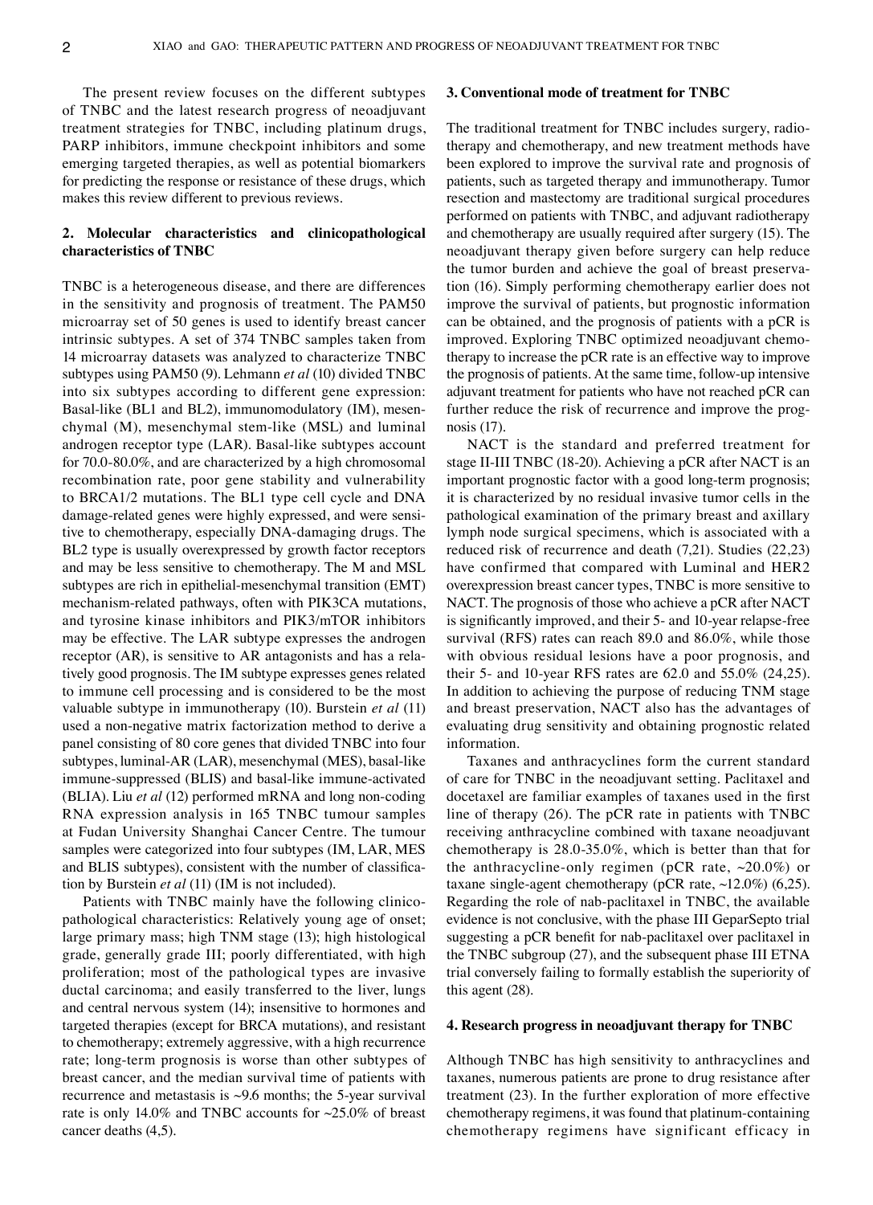The present review focuses on the different subtypes of TNBC and the latest research progress of neoadjuvant treatment strategies for TNBC, including platinum drugs, PARP inhibitors, immune checkpoint inhibitors and some emerging targeted therapies, as well as potential biomarkers for predicting the response or resistance of these drugs, which makes this review different to previous reviews.

## 2. Molecular characteristics and clinicopathological characteristics of TNBC

TNBC is a heterogeneous disease, and there are differences in the sensitivity and prognosis of treatment. The PAM50 microarray set of 50 genes is used to identify breast cancer intrinsic subtypes. A set of 374 TNBC samples taken from 14 microarray datasets was analyzed to characterize TNBC subtypes using PAM50 (9). Lehmann *et al* (10) divided TNBC into six subtypes according to different gene expression: Basal-like (BL1 and BL2), immunomodulatory (IM), mesenchymal (M), mesenchymal stem-like (MSL) and luminal androgen receptor type (LAR). Basal-like subtypes account for 70.0-80.0%, and are characterized by a high chromosomal recombination rate, poor gene stability and vulnerability to BRCA1/2 mutations. The BL1 type cell cycle and DNA damage-related genes were highly expressed, and were sensitive to chemotherapy, especially DNA-damaging drugs. The BL2 type is usually overexpressed by growth factor receptors and may be less sensitive to chemotherapy. The M and MSL subtypes are rich in epithelial-mesenchymal transition (EMT) mechanism-related pathways, often with PIK3CA mutations, and tyrosine kinase inhibitors and PIK3/mTOR inhibitors may be effective. The LAR subtype expresses the androgen receptor (AR), is sensitive to AR antagonists and has a relatively good prognosis. The IM subtype expresses genes related to immune cell processing and is considered to be the most valuable subtype in immunotherapy (10). Burstein *et al* (11) used a non-negative matrix factorization method to derive a panel consisting of 80 core genes that divided TNBC into four subtypes, luminal-AR (LAR), mesenchymal (MES), basal-like immune-suppressed (BLIS) and basal-like immune-activated (BLIA). Liu *et al* (12) performed mRNA and long non-coding RNA expression analysis in 165 TNBC tumour samples at Fudan University Shanghai Cancer Centre. The tumour samples were categorized into four subtypes (IM, LAR, MES and BLIS subtypes), consistent with the number of classification by Burstein *et al* (11) (IM is not included).

Patients with TNBC mainly have the following clinicopathological characteristics: Relatively young age of onset; large primary mass; high TNM stage (13); high histological grade, generally grade III; poorly differentiated, with high proliferation; most of the pathological types are invasive ductal carcinoma; and easily transferred to the liver, lungs and central nervous system (14); insensitive to hormones and targeted therapies (except for BRCA mutations), and resistant to chemotherapy; extremely aggressive, with a high recurrence rate; long-term prognosis is worse than other subtypes of breast cancer, and the median survival time of patients with recurrence and metastasis is ~9.6 months; the 5-year survival rate is only 14.0% and TNBC accounts for ~25.0% of breast cancer deaths (4,5).

## 3. Conventional mode of treatment for TNBC

The traditional treatment for TNBC includes surgery, radiotherapy and chemotherapy, and new treatment methods have been explored to improve the survival rate and prognosis of patients, such as targeted therapy and immunotherapy. Tumor resection and mastectomy are traditional surgical procedures performed on patients with TNBC, and adjuvant radiotherapy and chemotherapy are usually required after surgery (15). The neoadjuvant therapy given before surgery can help reduce the tumor burden and achieve the goal of breast preservation (16). Simply performing chemotherapy earlier does not improve the survival of patients, but prognostic information can be obtained, and the prognosis of patients with a pCR is improved. Exploring TNBC optimized neoadjuvant chemotherapy to increase the pCR rate is an effective way to improve the prognosis of patients. At the same time, follow-up intensive adjuvant treatment for patients who have not reached pCR can further reduce the risk of recurrence and improve the prognosis (17).

NACT is the standard and preferred treatment for stage II-III TNBC (18-20). Achieving a pCR after NACT is an important prognostic factor with a good long-term prognosis; it is characterized by no residual invasive tumor cells in the pathological examination of the primary breast and axillary lymph node surgical specimens, which is associated with a reduced risk of recurrence and death (7,21). Studies (22,23) have confirmed that compared with Luminal and HER2 overexpression breast cancer types, TNBC is more sensitive to NACT. The prognosis of those who achieve a pCR after NACT is significantly improved, and their 5- and 10-year relapse-free survival (RFS) rates can reach 89.0 and 86.0%, while those with obvious residual lesions have a poor prognosis, and their 5- and 10-year RFS rates are 62.0 and 55.0% (24,25). In addition to achieving the purpose of reducing TNM stage and breast preservation, NACT also has the advantages of evaluating drug sensitivity and obtaining prognostic related information.

Taxanes and anthracyclines form the current standard of care for TNBC in the neoadjuvant setting. Paclitaxel and docetaxel are familiar examples of taxanes used in the first line of therapy (26). The pCR rate in patients with TNBC receiving anthracycline combined with taxane neoadjuvant chemotherapy is 28.0-35.0%, which is better than that for the anthracycline-only regimen (pCR rate, ~20.0%) or taxane single-agent chemotherapy (pCR rate, ~12.0%) (6,25). Regarding the role of nab-paclitaxel in TNBC, the available evidence is not conclusive, with the phase III GeparSepto trial suggesting a pCR benefit for nab-paclitaxel over paclitaxel in the TNBC subgroup (27), and the subsequent phase III ETNA trial conversely failing to formally establish the superiority of this agent (28).

## 4. Research progress in neoadjuvant therapy for TNBC

Although TNBC has high sensitivity to anthracyclines and taxanes, numerous patients are prone to drug resistance after treatment (23). In the further exploration of more effective chemotherapy regimens, it was found that platinum-containing chemotherapy regimens have significant efficacy in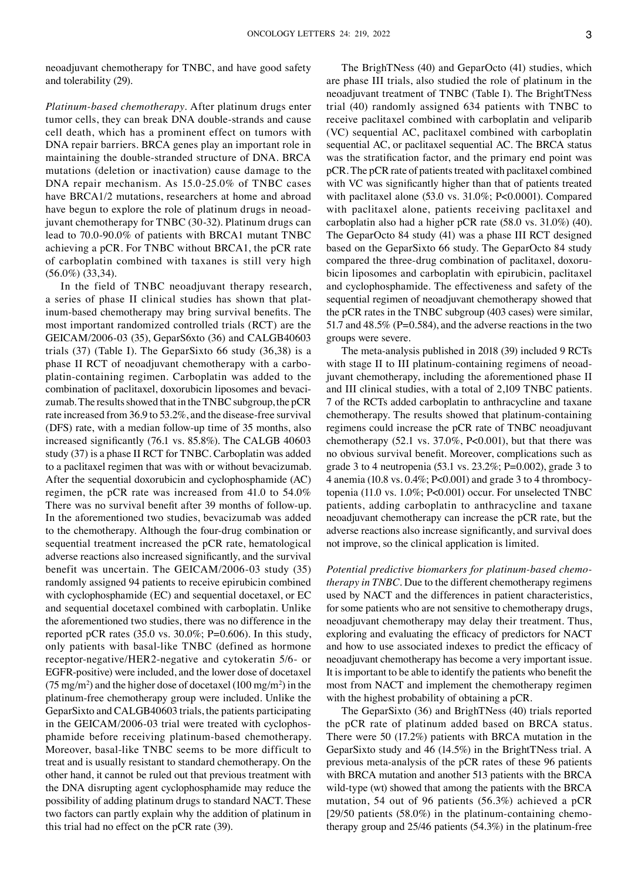neoadjuvant chemotherapy for TNBC, and have good safety and tolerability (29).

*Platinum‑based chemotherapy.* After platinum drugs enter tumor cells, they can break DNA double‑strands and cause cell death, which has a prominent effect on tumors with DNA repair barriers. BRCA genes play an important role in maintaining the double‑stranded structure of DNA. BRCA mutations (deletion or inactivation) cause damage to the DNA repair mechanism. As 15.0‑25.0% of TNBC cases have BRCA1/2 mutations, researchers at home and abroad have begun to explore the role of platinum drugs in neoadjuvant chemotherapy for TNBC (30‑32). Platinum drugs can lead to 70.0‑90.0% of patients with BRCA1 mutant TNBC achieving a pCR. For TNBC without BRCA1, the pCR rate of carboplatin combined with taxanes is still very high (56.0%) (33,34).

In the field of TNBC neoadjuvant therapy research, a series of phase II clinical studies has shown that platinum‑based chemotherapy may bring survival benefits. The most important randomized controlled trials (RCT) are the GEICAM/2006‑03 (35), GeparS6xto (36) and CALGB40603 trials (37) (Table I). The GeparSixto 66 study (36,38) is a phase II RCT of neoadjuvant chemotherapy with a carboplatin‑containing regimen. Carboplatin was added to the combination of paclitaxel, doxorubicin liposomes and bevacizumab. The results showed that in the TNBC subgroup, the pCR rate increased from 36.9 to 53.2%, and the disease‑free survival (DFS) rate, with a median follow‑up time of 35 months, also increased significantly (76.1 vs. 85.8%). The CALGB 40603 study (37) is a phase II RCT for TNBC. Carboplatin was added to a paclitaxel regimen that was with or without bevacizumab. After the sequential doxorubicin and cyclophosphamide (AC) regimen, the pCR rate was increased from 41.0 to 54.0% There was no survival benefit after 39 months of follow‑up. In the aforementioned two studies, bevacizumab was added to the chemotherapy. Although the four‑drug combination or sequential treatment increased the pCR rate, hematological adverse reactions also increased significantly, and the survival benefit was uncertain. The GEICAM/2006‑03 study (35) randomly assigned 94 patients to receive epirubicin combined with cyclophosphamide (EC) and sequential docetaxel, or EC and sequential docetaxel combined with carboplatin. Unlike the aforementioned two studies, there was no difference in the reported pCR rates (35.0 vs. 30.0%; P=0.606). In this study, only patients with basal‑like TNBC (defined as hormone receptor‑negative/HER2‑negative and cytokeratin 5/6‑ or EGFR‑positive) were included, and the lower dose of docetaxel (75 mg/m$^2$) and the higher dose of docetaxel (100 mg/m$^2$) in the platinum‑free chemotherapy group were included. Unlike the GeparSixto and CALGB40603 trials, the patients participating in the GEICAM/2006‑03 trial were treated with cyclophosphamide before receiving platinum‑based chemotherapy. Moreover, basal‑like TNBC seems to be more difficult to treat and is usually resistant to standard chemotherapy. On the other hand, it cannot be ruled out that previous treatment with the DNA disrupting agent cyclophosphamide may reduce the possibility of adding platinum drugs to standard NACT. These two factors can partly explain why the addition of platinum in this trial had no effect on the pCR rate (39).

The BrightTNess (40) and GeparOcto (41) studies, which are phase III trials, also studied the role of platinum in the neoadjuvant treatment of TNBC (Table I). The BrightTNess trial (40) randomly assigned 634 patients with TNBC to receive paclitaxel combined with carboplatin and veliparib (VC) sequential AC, paclitaxel combined with carboplatin sequential AC, or paclitaxel sequential AC. The BRCA status was the stratification factor, and the primary end point was pCR. The pCR rate of patients treated with paclitaxel combined with VC was significantly higher than that of patients treated with paclitaxel alone (53.0 vs. 31.0%; P<0.0001). Compared with paclitaxel alone, patients receiving paclitaxel and carboplatin also had a higher pCR rate (58.0 vs. 31.0%) (40). The GeparOcto 84 study (41) was a phase III RCT designed based on the GeparSixto 66 study. The GeparOcto 84 study compared the three‑drug combination of paclitaxel, doxorubicin liposomes and carboplatin with epirubicin, paclitaxel and cyclophosphamide. The effectiveness and safety of the sequential regimen of neoadjuvant chemotherapy showed that the pCR rates in the TNBC subgroup (403 cases) were similar, 51.7 and 48.5% (P=0.584), and the adverse reactions in the two groups were severe.

The meta‑analysis published in 2018 (39) included 9 RCTs with stage II to III platinum‑containing regimens of neoadjuvant chemotherapy, including the aforementioned phase II and III clinical studies, with a total of 2,109 TNBC patients. 7 of the RCTs added carboplatin to anthracycline and taxane chemotherapy. The results showed that platinum‑containing regimens could increase the pCR rate of TNBC neoadjuvant chemotherapy (52.1 vs. 37.0%, P<0.001), but that there was no obvious survival benefit. Moreover, complications such as grade 3 to 4 neutropenia (53.1 vs. 23.2%; P=0.002), grade 3 to 4 anemia (10.8 vs. 0.4%; P<0.001) and grade 3 to 4 thrombocytopenia (11.0 vs. 1.0%; P<0.001) occur. For unselected TNBC patients, adding carboplatin to anthracycline and taxane neoadjuvant chemotherapy can increase the pCR rate, but the adverse reactions also increase significantly, and survival does not improve, so the clinical application is limited.

*Potential predictive biomarkers for platinum‑based chemotherapy in TNBC.* Due to the different chemotherapy regimens used by NACT and the differences in patient characteristics, for some patients who are not sensitive to chemotherapy drugs, neoadjuvant chemotherapy may delay their treatment. Thus, exploring and evaluating the efficacy of predictors for NACT and how to use associated indexes to predict the efficacy of neoadjuvant chemotherapy has become a very important issue. It is important to be able to identify the patients who benefit the most from NACT and implement the chemotherapy regimen with the highest probability of obtaining a pCR.

The GeparSixto (36) and BrighTNess (40) trials reported the pCR rate of platinum added based on BRCA status. There were 50 (17.2%) patients with BRCA mutation in the GeparSixto study and 46 (14.5%) in the BrightTNess trial. A previous meta‑analysis of the pCR rates of these 96 patients with BRCA mutation and another 513 patients with the BRCA wild‑type (wt) showed that among the patients with the BRCA mutation, 54 out of 96 patients (56.3%) achieved a pCR [29/50 patients (58.0%) in the platinum‑containing chemotherapy group and 25/46 patients (54.3%) in the platinum‑free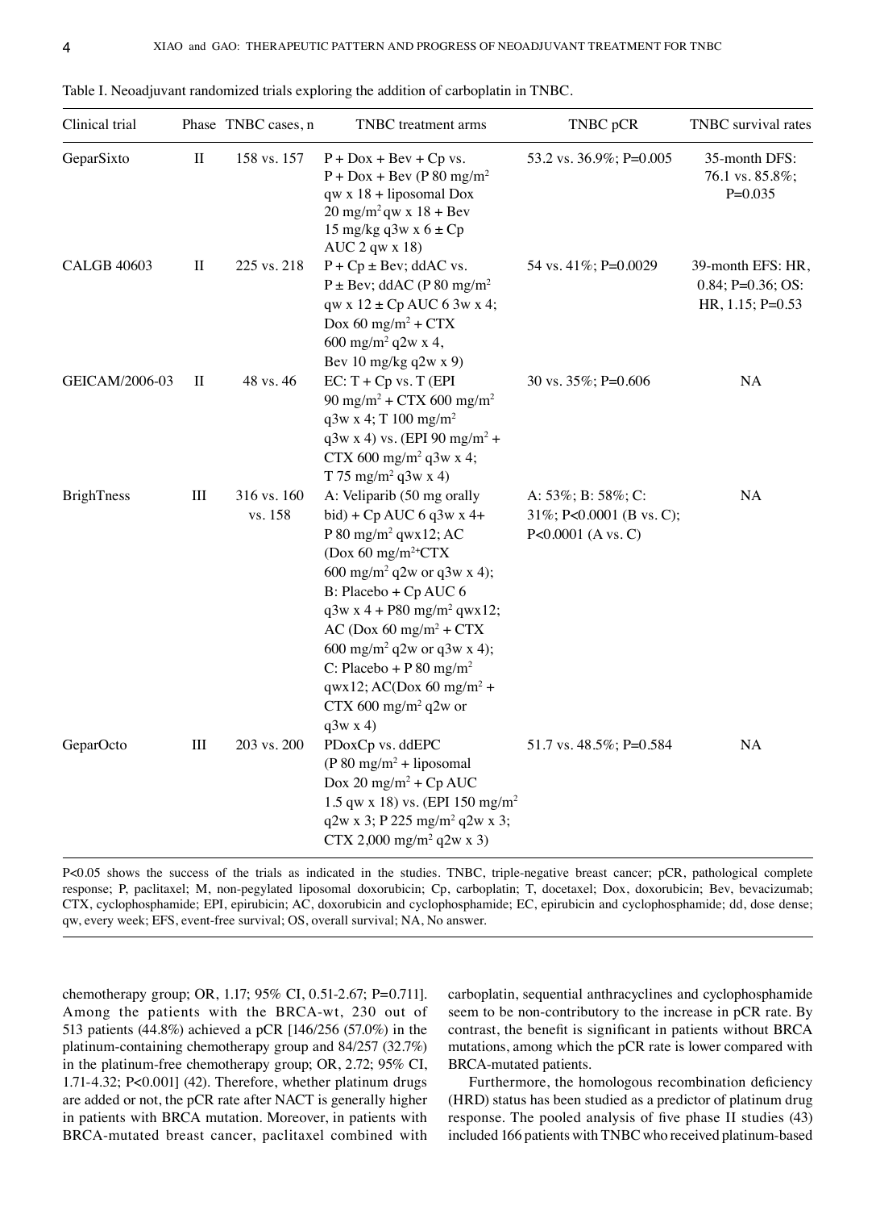Table I. Neoadjuvant randomized trials exploring the addition of carboplatin in TNBC.

| Clinical trial | Phase | TNBC cases, n | TNBC treatment arms | TNBC pCR | TNBC survival rates |
|---|---|---|---|---|---|
| GeparSixto | II | 158 vs. 157 | P + Dox + Bev + Cp vs. P + Dox + Bev (P 80 mg/m$^2$ qw x 18 + liposomal Dox 20 mg/m$^2$ qw x 18 + Bev 15 mg/kg q3w x 6 ± Cp AUC 2 qw x 18) | 53.2 vs. 36.9%; P=0.005 | 35-month DFS: 76.1 vs. 85.8%; P=0.035 |
| CALGB 40603 | II | 225 vs. 218 | P + Cp ± Bev; ddAC vs. P ± Bev; ddAC (P 80 mg/m$^2$ qw x 12 ± Cp AUC 6 3w x 4; Dox 60 mg/m$^2$ + CTX 600 mg/m$^2$ q2w x 4, Bev 10 mg/kg q2w x 9) | 54 vs. 41%; P=0.0029 | 39-month EFS: HR, 0.84; P=0.36; OS: HR, 1.15; P=0.53 |
| GEICAM/2006-03 | II | 48 vs. 46 | EC: T + Cp vs. T (EPI 90 mg/m$^2$ + CTX 600 mg/m$^2$ q3w x 4; T 100 mg/m$^2$ q3w x 4) vs. (EPI 90 mg/m$^2$ + CTX 600 mg/m$^2$ q3w x 4; T 75 mg/m$^2$ q3w x 4) | 30 vs. 35%; P=0.606 | NA |
| BrighTness | III | 316 vs. 160 vs. 158 | A: Veliparib (50 mg orally bid) + Cp AUC 6 q3w x 4+ P 80 mg/m$^2$ qwx12; AC (Dox 60 mg/m$^2$+CTX 600 mg/m$^2$ q2w or q3w x 4); B: Placebo + Cp AUC 6 q3w x 4 + P80 mg/m$^2$ qwx12; AC (Dox 60 mg/m$^2$ + CTX 600 mg/m$^2$ q2w or q3w x 4); C: Placebo + P 80 mg/m$^2$ qwx12; AC(Dox 60 mg/m$^2$ + CTX 600 mg/m$^2$ q2w or q3w x 4) | A: 53%; B: 58%; C: 31%; P<0.0001 (B vs. C); P<0.0001 (A vs. C) | NA |
| GeparOcto | III | 203 vs. 200 | PDoxCp vs. ddEPC (P 80 mg/m$^2$ + liposomal Dox 20 mg/m$^2$ + Cp AUC 1.5 qw x 18) vs. (EPI 150 mg/m$^2$ q2w x 3; P 225 mg/m$^2$ q2w x 3; CTX 2,000 mg/m$^2$ q2w x 3) | 51.7 vs. 48.5%; P=0.584 | NA |

P<0.05 shows the success of the trials as indicated in the studies. TNBC, triple-negative breast cancer; pCR, pathological complete response; P, paclitaxel; M, non-pegylated liposomal doxorubicin; Cp, carboplatin; T, docetaxel; Dox, doxorubicin; Bev, bevacizumab; CTX, cyclophosphamide; EPI, epirubicin; AC, doxorubicin and cyclophosphamide; EC, epirubicin and cyclophosphamide; dd, dose dense; qw, every week; EFS, event-free survival; OS, overall survival; NA, No answer.

chemotherapy group; OR, 1.17; 95% CI, 0.51-2.67; P=0.711]. Among the patients with the BRCA-wt, 230 out of 513 patients (44.8%) achieved a pCR [146/256 (57.0%) in the platinum-containing chemotherapy group and 84/257 (32.7%) in the platinum-free chemotherapy group; OR, 2.72; 95% CI, 1.71-4.32; P<0.001] (42). Therefore, whether platinum drugs are added or not, the pCR rate after NACT is generally higher in patients with BRCA mutation. Moreover, in patients with BRCA-mutated breast cancer, paclitaxel combined with carboplatin, sequential anthracyclines and cyclophosphamide seem to be non-contributory to the increase in pCR rate. By contrast, the benefit is significant in patients without BRCA mutations, among which the pCR rate is lower compared with BRCA-mutated patients.

Furthermore, the homologous recombination deficiency (HRD) status has been studied as a predictor of platinum drug response. The pooled analysis of five phase II studies (43) included 166 patients with TNBC who received platinum-based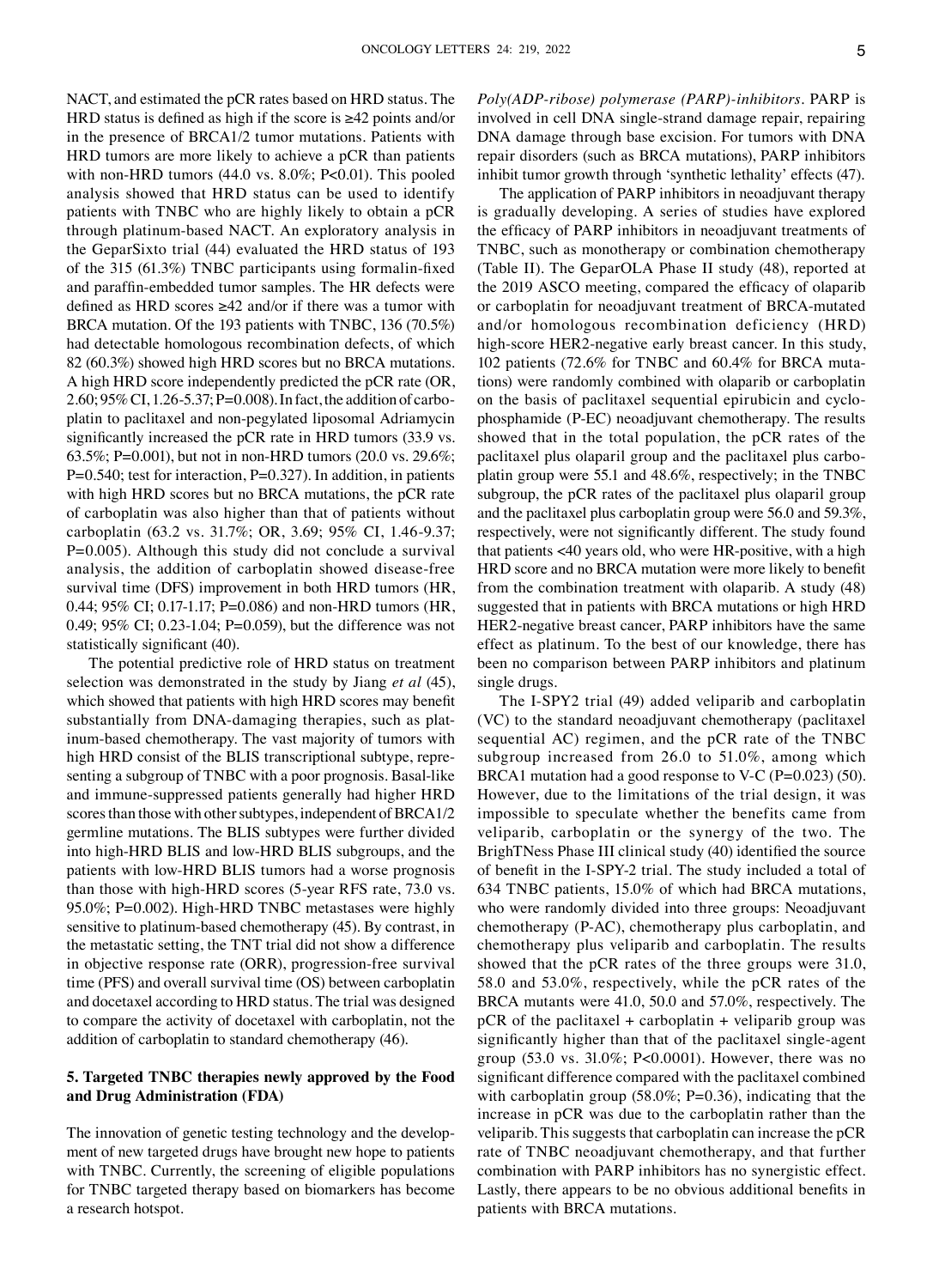NACT, and estimated the pCR rates based on HRD status. The HRD status is defined as high if the score is ≥42 points and/or in the presence of BRCA1/2 tumor mutations. Patients with HRD tumors are more likely to achieve a pCR than patients with non-HRD tumors (44.0 vs. 8.0%; P<0.01). This pooled analysis showed that HRD status can be used to identify patients with TNBC who are highly likely to obtain a pCR through platinum-based NACT. An exploratory analysis in the GeparSixto trial (44) evaluated the HRD status of 193 of the 315 (61.3%) TNBC participants using formalin-fixed and paraffin-embedded tumor samples. The HR defects were defined as HRD scores ≥42 and/or if there was a tumor with BRCA mutation. Of the 193 patients with TNBC, 136 (70.5%) had detectable homologous recombination defects, of which 82 (60.3%) showed high HRD scores but no BRCA mutations. A high HRD score independently predicted the pCR rate (OR, 2.60; 95% CI, 1.26-5.37; P=0.008). In fact, the addition of carboplatin to paclitaxel and non-pegylated liposomal Adriamycin significantly increased the pCR rate in HRD tumors (33.9 vs. 63.5%; P=0.001), but not in non-HRD tumors (20.0 vs. 29.6%; P=0.540; test for interaction, P=0.327). In addition, in patients with high HRD scores but no BRCA mutations, the pCR rate of carboplatin was also higher than that of patients without carboplatin (63.2 vs. 31.7%; OR, 3.69; 95% CI, 1.46-9.37; P=0.005). Although this study did not conclude a survival analysis, the addition of carboplatin showed disease-free survival time (DFS) improvement in both HRD tumors (HR, 0.44; 95% CI; 0.17-1.17; P=0.086) and non-HRD tumors (HR, 0.49; 95% CI; 0.23-1.04; P=0.059), but the difference was not statistically significant (40).

The potential predictive role of HRD status on treatment selection was demonstrated in the study by Jiang *et al* (45), which showed that patients with high HRD scores may benefit substantially from DNA-damaging therapies, such as platinum-based chemotherapy. The vast majority of tumors with high HRD consist of the BLIS transcriptional subtype, representing a subgroup of TNBC with a poor prognosis. Basal-like and immune-suppressed patients generally had higher HRD scores than those with other subtypes, independent of BRCA1/2 germline mutations. The BLIS subtypes were further divided into high-HRD BLIS and low-HRD BLIS subgroups, and the patients with low-HRD BLIS tumors had a worse prognosis than those with high-HRD scores (5-year RFS rate, 73.0 vs. 95.0%; P=0.002). High-HRD TNBC metastases were highly sensitive to platinum-based chemotherapy (45). By contrast, in the metastatic setting, the TNT trial did not show a difference in objective response rate (ORR), progression-free survival time (PFS) and overall survival time (OS) between carboplatin and docetaxel according to HRD status. The trial was designed to compare the activity of docetaxel with carboplatin, not the addition of carboplatin to standard chemotherapy (46).

## 5. Targeted TNBC therapies newly approved by the Food and Drug Administration (FDA)

The innovation of genetic testing technology and the development of new targeted drugs have brought new hope to patients with TNBC. Currently, the screening of eligible populations for TNBC targeted therapy based on biomarkers has become a research hotspot.

*Poly(ADP-ribose) polymerase (PARP)-inhibitors.* PARP is involved in cell DNA single-strand damage repair, repairing DNA damage through base excision. For tumors with DNA repair disorders (such as BRCA mutations), PARP inhibitors inhibit tumor growth through 'synthetic lethality' effects (47).

The application of PARP inhibitors in neoadjuvant therapy is gradually developing. A series of studies have explored the efficacy of PARP inhibitors in neoadjuvant treatments of TNBC, such as monotherapy or combination chemotherapy (Table II). The GeparOLA Phase II study (48), reported at the 2019 ASCO meeting, compared the efficacy of olaparib or carboplatin for neoadjuvant treatment of BRCA-mutated and/or homologous recombination deficiency (HRD) high-score HER2-negative early breast cancer. In this study, 102 patients (72.6% for TNBC and 60.4% for BRCA mutations) were randomly combined with olaparib or carboplatin on the basis of paclitaxel sequential epirubicin and cyclophosphamide (P-EC) neoadjuvant chemotherapy. The results showed that in the total population, the pCR rates of the paclitaxel plus olaparil group and the paclitaxel plus carboplatin group were 55.1 and 48.6%, respectively; in the TNBC subgroup, the pCR rates of the paclitaxel plus olaparil group and the paclitaxel plus carboplatin group were 56.0 and 59.3%, respectively, were not significantly different. The study found that patients <40 years old, who were HR-positive, with a high HRD score and no BRCA mutation were more likely to benefit from the combination treatment with olaparib. A study (48) suggested that in patients with BRCA mutations or high HRD HER2-negative breast cancer, PARP inhibitors have the same effect as platinum. To the best of our knowledge, there has been no comparison between PARP inhibitors and platinum single drugs.

The I-SPY2 trial (49) added veliparib and carboplatin (VC) to the standard neoadjuvant chemotherapy (paclitaxel sequential AC) regimen, and the pCR rate of the TNBC subgroup increased from 26.0 to 51.0%, among which BRCA1 mutation had a good response to V-C (P=0.023) (50). However, due to the limitations of the trial design, it was impossible to speculate whether the benefits came from veliparib, carboplatin or the synergy of the two. The BrighTNess Phase III clinical study (40) identified the source of benefit in the I-SPY-2 trial. The study included a total of 634 TNBC patients, 15.0% of which had BRCA mutations, who were randomly divided into three groups: Neoadjuvant chemotherapy (P-AC), chemotherapy plus carboplatin, and chemotherapy plus veliparib and carboplatin. The results showed that the pCR rates of the three groups were 31.0, 58.0 and 53.0%, respectively, while the pCR rates of the BRCA mutants were 41.0, 50.0 and 57.0%, respectively. The pCR of the paclitaxel + carboplatin + veliparib group was significantly higher than that of the paclitaxel single-agent group (53.0 vs. 3l.0%; P<0.0001). However, there was no significant difference compared with the paclitaxel combined with carboplatin group (58.0%; P=0.36), indicating that the increase in pCR was due to the carboplatin rather than the veliparib. This suggests that carboplatin can increase the pCR rate of TNBC neoadjuvant chemotherapy, and that further combination with PARP inhibitors has no synergistic effect. Lastly, there appears to be no obvious additional benefits in patients with BRCA mutations.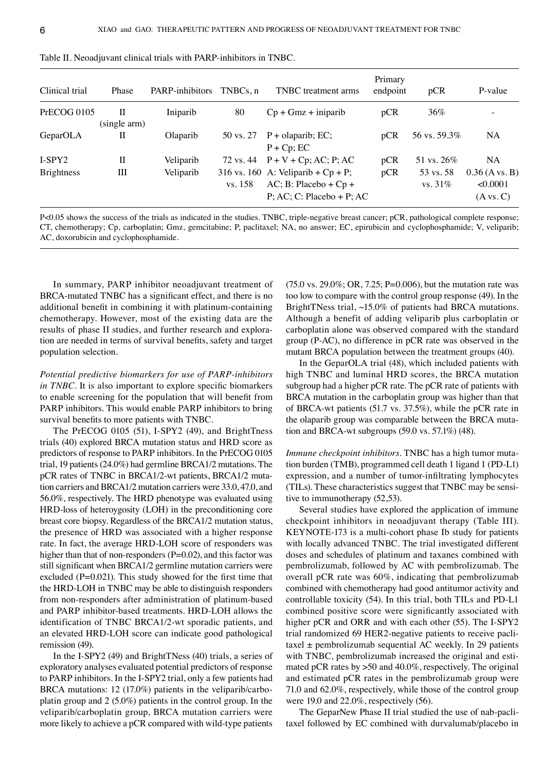Table II. Neoadjuvant clinical trials with PARP-inhibitors in TNBC.

| Clinical trial | Phase | PARP-inhibitors | TNBCs, n | TNBC treatment arms | Primary endpoint | pCR | P-value |
|---|---|---|---|---|---|---|---|
| PrECOG 0105 | II (single arm) | Iniparib | 80 | Cp + Gmz + iniparib | pCR | 36% | - |
| GeparOLA | II | Olaparib | 50 vs. 27 | P + olaparib; EC; P + Cp; EC | pCR | 56 vs. 59.3% | NA |
| I-SPY2 | II | Veliparib | 72 vs. 44 | P + V + Cp; AC; P; AC | pCR | 51 vs. 26% | NA |
| Brightness | III | Veliparib | 316 vs. 160 vs. 158 | A: Veliparib + Cp + P; AC; B: Placebo + Cp + P; AC; C: Placebo + P; AC | pCR | 53 vs. 58 vs. 31% | 0.36 (A vs. B) <0.0001 (A vs. C) |

P<0.05 shows the success of the trials as indicated in the studies. TNBC, triple-negative breast cancer; pCR, pathological complete response; CT, chemotherapy; Cp, carboplatin; Gmz, gemcitabine; P, paclitaxel; NA, no answer; EC, epirubicin and cyclophosphamide; V, veliparib; AC, doxorubicin and cyclophosphamide.

In summary, PARP inhibitor neoadjuvant treatment of BRCA-mutated TNBC has a significant effect, and there is no additional benefit in combining it with platinum-containing chemotherapy. However, most of the existing data are the results of phase II studies, and further research and exploration are needed in terms of survival benefits, safety and target population selection.

*Potential predictive biomarkers for use of PARP-inhibitors in TNBC*. It is also important to explore specific biomarkers to enable screening for the population that will benefit from PARP inhibitors. This would enable PARP inhibitors to bring survival benefits to more patients with TNBC.

The PrECOG 0105 (51), I-SPY2 (49), and BrightTness trials (40) explored BRCA mutation status and HRD score as predictors of response to PARP inhibitors. In the PrECOG 0105 trial, 19 patients (24.0%) had germline BRCA1/2 mutations. The pCR rates of TNBC in BRCA1/2-wt patients, BRCA1/2 mutation carriers and BRCA1/2 mutation carriers were 33.0, 47.0, and 56.0%, respectively. The HRD phenotype was evaluated using HRD-loss of heteroygosity (LOH) in the preconditioning core breast core biopsy. Regardless of the BRCA1/2 mutation status, the presence of HRD was associated with a higher response rate. In fact, the average HRD-LOH score of responders was higher than that of non-responders (P=0.02), and this factor was still significant when BRCA1/2 germline mutation carriers were excluded (P=0.021). This study showed for the first time that the HRD-LOH in TNBC may be able to distinguish responders from non-responders after administration of platinum-based and PARP inhibitor-based treatments. HRD-LOH allows the identification of TNBC BRCA1/2-wt sporadic patients, and an elevated HRD-LOH score can indicate good pathological remission (49).

In the I-SPY2 (49) and BrightTNess (40) trials, a series of exploratory analyses evaluated potential predictors of response to PARP inhibitors. In the I-SPY2 trial, only a few patients had BRCA mutations: 12 (17.0%) patients in the veliparib/carboplatin group and 2 (5.0%) patients in the control group. In the veliparib/carboplatin group, BRCA mutation carriers were more likely to achieve a pCR compared with wild-type patients (75.0 vs. 29.0%; OR, 7.25; P=0.006), but the mutation rate was too low to compare with the control group response (49). In the BrightTNess trial, ~15.0% of patients had BRCA mutations. Although a benefit of adding veliparib plus carboplatin or carboplatin alone was observed compared with the standard group (P-AC), no difference in pCR rate was observed in the mutant BRCA population between the treatment groups (40).

In the GeparOLA trial (48), which included patients with high TNBC and luminal HRD scores, the BRCA mutation subgroup had a higher pCR rate. The pCR rate of patients with BRCA mutation in the carboplatin group was higher than that of BRCA-wt patients (51.7 vs. 37.5%), while the pCR rate in the olaparib group was comparable between the BRCA mutation and BRCA-wt subgroups (59.0 vs. 57.1%) (48).

*Immune checkpoint inhibitors*. TNBC has a high tumor mutation burden (TMB), programmed cell death 1 ligand 1 (PD-L1) expression, and a number of tumor-infiltrating lymphocytes (TILs). These characteristics suggest that TNBC may be sensitive to immunotherapy (52,53).

Several studies have explored the application of immune checkpoint inhibitors in neoadjuvant therapy (Table III). KEYNOTE-173 is a multi-cohort phase Ib study for patients with locally advanced TNBC. The trial investigated different doses and schedules of platinum and taxanes combined with pembrolizumab, followed by AC with pembrolizumab. The overall pCR rate was 60%, indicating that pembrolizumab combined with chemotherapy had good antitumor activity and controllable toxicity (54). In this trial, both TILs and PD-L1 combined positive score were significantly associated with higher pCR and ORR and with each other (55). The I-SPY2 trial randomized 69 HER2-negative patients to receive paclitaxel ± pembrolizumab sequential AC weekly. In 29 patients with TNBC, pembrolizumab increased the original and estimated pCR rates by >50 and 40.0%, respectively. The original and estimated pCR rates in the pembrolizumab group were 71.0 and 62.0%, respectively, while those of the control group were 19.0 and 22.0%, respectively (56).

The GeparNew Phase II trial studied the use of nab-paclitaxel followed by EC combined with durvalumab/placebo in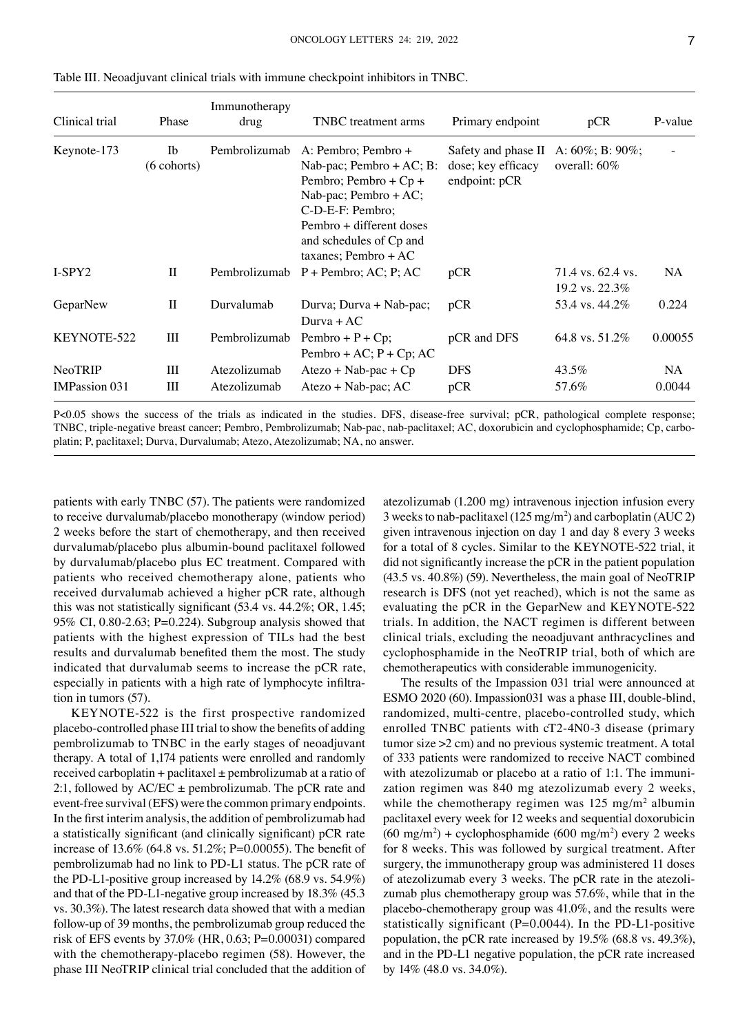Table III. Neoadjuvant clinical trials with immune checkpoint inhibitors in TNBC.

| Clinical trial | Phase | Immunotherapy drug | TNBC treatment arms | Primary endpoint | pCR | P-value |
|---|---|---|---|---|---|---|
| Keynote-173 | Ib (6 cohorts) | Pembrolizumab | A: Pembro; Pembro + Nab-pac; Pembro + AC; B: Pembro; Pembro + Cp + Nab-pac; Pembro + AC; C-D-E-F: Pembro; Pembro + different doses and schedules of Cp and taxanes; Pembro + AC | Safety and phase II dose; key efficacy endpoint: pCR | A: 60%; B: 90%; overall: 60% | - |
| I-SPY2 | II | Pembrolizumab | P + Pembro; AC; P; AC | pCR | 71.4 vs. 62.4 vs. 19.2 vs. 22.3% | NA |
| GeparNew | II | Durvalumab | Durva; Durva + Nab-pac; Durva + AC | pCR | 53.4 vs. 44.2% | 0.224 |
| KEYNOTE-522 | III | Pembrolizumab | Pembro + P + Cp; Pembro + AC; P + Cp; AC | pCR and DFS | 64.8 vs. 51.2% | 0.00055 |
| NeoTRIP | III | Atezolizumab | Atezo + Nab-pac + Cp | DFS | 43.5% | NA |
| IMPassion 031 | III | Atezolizumab | Atezo + Nab-pac; AC | pCR | 57.6% | 0.0044 |

P<0.05 shows the success of the trials as indicated in the studies. DFS, disease-free survival; pCR, pathological complete response; TNBC, triple-negative breast cancer; Pembro, Pembrolizumab; Nab-pac, nab-paclitaxel; AC, doxorubicin and cyclophosphamide; Cp, carboplatin; P, paclitaxel; Durva, Durvalumab; Atezo, Atezolizumab; NA, no answer.

patients with early TNBC (57). The patients were randomized to receive durvalumab/placebo monotherapy (window period) 2 weeks before the start of chemotherapy, and then received durvalumab/placebo plus albumin-bound paclitaxel followed by durvalumab/placebo plus EC treatment. Compared with patients who received chemotherapy alone, patients who received durvalumab achieved a higher pCR rate, although this was not statistically significant (53.4 vs. 44.2%; OR, 1.45; 95% CI, 0.80-2.63; P=0.224). Subgroup analysis showed that patients with the highest expression of TILs had the best results and durvalumab benefited them the most. The study indicated that durvalumab seems to increase the pCR rate, especially in patients with a high rate of lymphocyte infiltration in tumors (57).

KEYNOTE-522 is the first prospective randomized placebo-controlled phase III trial to show the benefits of adding pembrolizumab to TNBC in the early stages of neoadjuvant therapy. A total of 1,174 patients were enrolled and randomly received carboplatin + paclitaxel ± pembrolizumab at a ratio of 2:1, followed by AC/EC ± pembrolizumab. The pCR rate and event-free survival (EFS) were the common primary endpoints. In the first interim analysis, the addition of pembrolizumab had a statistically significant (and clinically significant) pCR rate increase of 13.6% (64.8 vs. 51.2%; P=0.00055). The benefit of pembrolizumab had no link to PD-L1 status. The pCR rate of the PD-L1-positive group increased by 14.2% (68.9 vs. 54.9%) and that of the PD-L1-negative group increased by 18.3% (45.3 vs. 30.3%). The latest research data showed that with a median follow-up of 39 months, the pembrolizumab group reduced the risk of EFS events by 37.0% (HR, 0.63; P=0.00031) compared with the chemotherapy-placebo regimen (58). However, the phase III NeoTRIP clinical trial concluded that the addition of atezolizumab (1.200 mg) intravenous injection infusion every 3 weeks to nab-paclitaxel (125 mg/m$^2$) and carboplatin (AUC 2) given intravenous injection on day 1 and day 8 every 3 weeks for a total of 8 cycles. Similar to the KEYNOTE-522 trial, it did not significantly increase the pCR in the patient population (43.5 vs. 40.8%) (59). Nevertheless, the main goal of NeoTRIP research is DFS (not yet reached), which is not the same as evaluating the pCR in the GeparNew and KEYNOTE-522 trials. In addition, the NACT regimen is different between clinical trials, excluding the neoadjuvant anthracyclines and cyclophosphamide in the NeoTRIP trial, both of which are chemotherapeutics with considerable immunogenicity.

The results of the Impassion 031 trial were announced at ESMO 2020 (60). Impassion031 was a phase III, double-blind, randomized, multi-centre, placebo-controlled study, which enrolled TNBC patients with cT2-4N0-3 disease (primary tumor size >2 cm) and no previous systemic treatment. A total of 333 patients were randomized to receive NACT combined with atezolizumab or placebo at a ratio of 1:1. The immunization regimen was 840 mg atezolizumab every 2 weeks, while the chemotherapy regimen was 125 mg/m$^2$ albumin paclitaxel every week for 12 weeks and sequential doxorubicin (60 mg/m$^2$) + cyclophosphamide (600 mg/m$^2$) every 2 weeks for 8 weeks. This was followed by surgical treatment. After surgery, the immunotherapy group was administered 11 doses of atezolizumab every 3 weeks. The pCR rate in the atezolizumab plus chemotherapy group was 57.6%, while that in the placebo-chemotherapy group was 41.0%, and the results were statistically significant (P=0.0044). In the PD-L1-positive population, the pCR rate increased by 19.5% (68.8 vs. 49.3%), and in the PD-L1 negative population, the pCR rate increased by 14% (48.0 vs. 34.0%).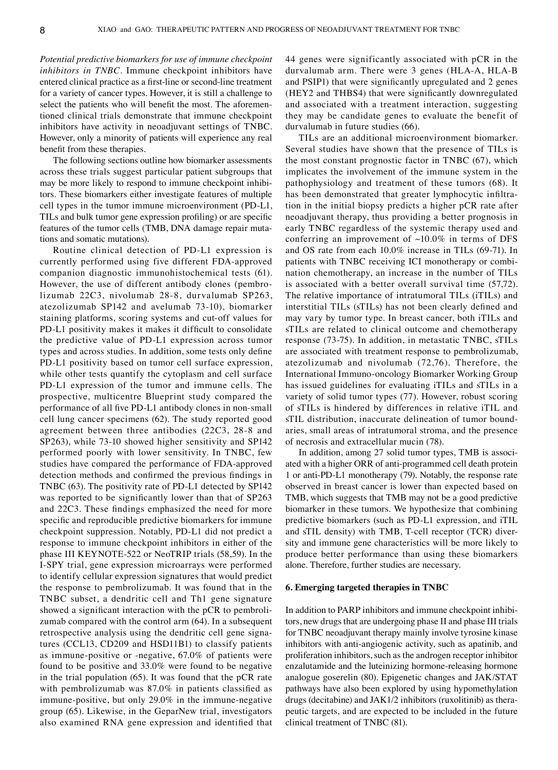*Potential predictive biomarkers for use of immune checkpoint inhibitors in TNBC.* Immune checkpoint inhibitors have entered clinical practice as a first-line or second-line treatment for a variety of cancer types. However, it is still a challenge to select the patients who will benefit the most. The aforementioned clinical trials demonstrate that immune checkpoint inhibitors have activity in neoadjuvant settings of TNBC. However, only a minority of patients will experience any real benefit from these therapies.

The following sections outline how biomarker assessments across these trials suggest particular patient subgroups that may be more likely to respond to immune checkpoint inhibitors. These biomarkers either investigate features of multiple cell types in the tumor immune microenvironment (PD-L1, TILs and bulk tumor gene expression profiling) or are specific features of the tumor cells (TMB, DNA damage repair mutations and somatic mutations).

Routine clinical detection of PD-L1 expression is currently performed using five different FDA-approved companion diagnostic immunohistochemical tests (61). However, the use of different antibody clones (pembrolizumab 22C3, nivolumab 28-8, durvalumab SP263, atezolizumab SP142 and avelumab 73-10), biomarker staining platforms, scoring systems and cut-off values for PD-L1 positivity makes it makes it difficult to consolidate the predictive value of PD-L1 expression across tumor types and across studies. In addition, some tests only define PD-L1 positivity based on tumor cell surface expression, while other tests quantify the cytoplasm and cell surface PD-L1 expression of the tumor and immune cells. The prospective, multicentre Blueprint study compared the performance of all five PD-L1 antibody clones in non-small cell lung cancer specimens (62). The study reported good agreement between three antibodies (22C3, 28-8 and SP263), while 73-10 showed higher sensitivity and SP142 performed poorly with lower sensitivity. In TNBC, few studies have compared the performance of FDA-approved detection methods and confirmed the previous findings in TNBC (63). The positivity rate of PD-L1 detected by SP142 was reported to be significantly lower than that of SP263 and 22C3. These findings emphasized the need for more specific and reproducible predictive biomarkers for immune checkpoint suppression. Notably, PD-L1 did not predict a response to immune checkpoint inhibitors in either of the phase III KEYNOTE-522 or NeoTRIP trials (58,59). In the I-SPY trial, gene expression microarrays were performed to identify cellular expression signatures that would predict the response to pembrolizumab. It was found that in the TNBC subset, a dendritic cell and Th1 gene signature showed a significant interaction with the pCR to pembrolizumab compared with the control arm (64). In a subsequent retrospective analysis using the dendritic cell gene signatures (CCL13, CD209 and HSD11B1) to classify patients as immune-positive or -negative, 67.0% of patients were found to be positive and 33.0% were found to be negative in the trial population (65). It was found that the pCR rate with pembrolizumab was 87.0% in patients classified as immune-positive, but only 29.0% in the immune-negative group (65). Likewise, in the GeparNew trial, investigators also examined RNA gene expression and identified that 44 genes were significantly associated with pCR in the durvalumab arm. There were 3 genes (HLA-A, HLA-B and PSIP1) that were significantly upregulated and 2 genes (HEY2 and THBS4) that were significantly downregulated and associated with a treatment interaction, suggesting they may be candidate genes to evaluate the benefit of durvalumab in future studies (66).

TILs are an additional microenvironment biomarker. Several studies have shown that the presence of TILs is the most constant prognostic factor in TNBC (67), which implicates the involvement of the immune system in the pathophysiology and treatment of these tumors (68). It has been demonstrated that greater lymphocytic infiltration in the initial biopsy predicts a higher pCR rate after neoadjuvant therapy, thus providing a better prognosis in early TNBC regardless of the systemic therapy used and conferring an improvement of ~10.0% in terms of DFS and OS rate from each 10.0% increase in TILs (69-71). In patients with TNBC receiving ICI monotherapy or combination chemotherapy, an increase in the number of TILs is associated with a better overall survival time (57,72). The relative importance of intratumoral TILs (iTILs) and interstitial TILs (sTILs) has not been clearly defined and may vary by tumor type. In breast cancer, both iTILs and sTILs are related to clinical outcome and chemotherapy response (73-75). In addition, in metastatic TNBC, sTILs are associated with treatment response to pembrolizumab, atezolizumab and nivolumab (72,76). Therefore, the International Immuno-oncology Biomarker Working Group has issued guidelines for evaluating iTILs and sTILs in a variety of solid tumor types (77). However, robust scoring of sTILs is hindered by differences in relative iTIL and sTIL distribution, inaccurate delineation of tumor boundaries, small areas of intratumoral stroma, and the presence of necrosis and extracellular mucin (78).

In addition, among 27 solid tumor types, TMB is associated with a higher ORR of anti-programmed cell death protein 1 or anti-PD-L1 monotherapy (79). Notably, the response rate observed in breast cancer is lower than expected based on TMB, which suggests that TMB may not be a good predictive biomarker in these tumors. We hypothesize that combining predictive biomarkers (such as PD-L1 expression, and iTIL and sTIL density) with TMB, T-cell receptor (TCR) diversity and immune gene characteristics will be more likely to produce better performance than using these biomarkers alone. Therefore, further studies are necessary.

## 6. Emerging targeted therapies in TNBC

In addition to PARP inhibitors and immune checkpoint inhibitors, new drugs that are undergoing phase II and phase III trials for TNBC neoadjuvant therapy mainly involve tyrosine kinase inhibitors with anti-angiogenic activity, such as apatinib, and proliferation inhibitors, such as the androgen receptor inhibitor enzalutamide and the luteinizing hormone-releasing hormone analogue goserelin (80). Epigenetic changes and JAK/STAT pathways have also been explored by using hypomethylation drugs (decitabine) and JAK1/2 inhibitors (ruxolitinib) as therapeutic targets, and are expected to be included in the future clinical treatment of TNBC (81).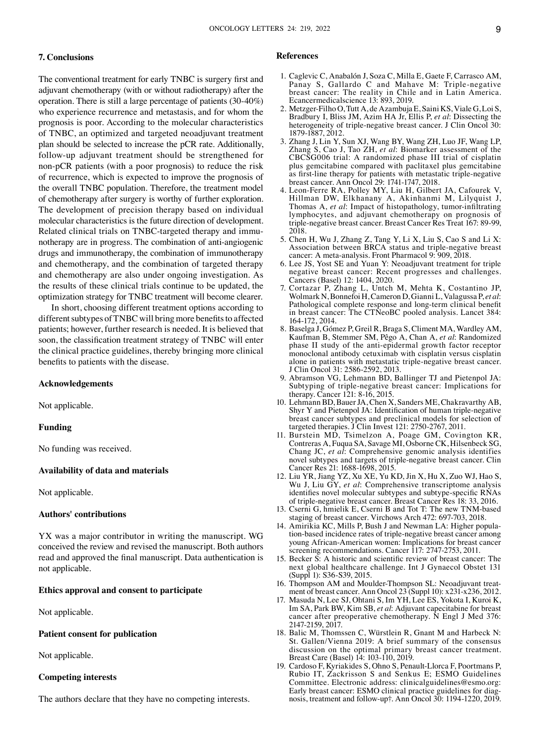## 7. Conclusions

The conventional treatment for early TNBC is surgery first and adjuvant chemotherapy (with or without radiotherapy) after the operation. There is still a large percentage of patients (30-40%) who experience recurrence and metastasis, and for whom the prognosis is poor. According to the molecular characteristics of TNBC, an optimized and targeted neoadjuvant treatment plan should be selected to increase the pCR rate. Additionally, follow-up adjuvant treatment should be strengthened for non-pCR patients (with a poor prognosis) to reduce the risk of recurrence, which is expected to improve the prognosis of the overall TNBC population. Therefore, the treatment model of chemotherapy after surgery is worthy of further exploration. The development of precision therapy based on individual molecular characteristics is the future direction of development. Related clinical trials on TNBC-targeted therapy and immunotherapy are in progress. The combination of anti-angiogenic drugs and immunotherapy, the combination of immunotherapy and chemotherapy, and the combination of targeted therapy and chemotherapy are also under ongoing investigation. As the results of these clinical trials continue to be updated, the optimization strategy for TNBC treatment will become clearer.

In short, choosing different treatment options according to different subtypes of TNBC will bring more benefits to affected patients; however, further research is needed. It is believed that soon, the classification treatment strategy of TNBC will enter the clinical practice guidelines, thereby bringing more clinical benefits to patients with the disease.

### Acknowledgements

Not applicable.

### Funding

No funding was received.

### Availability of data and materials

Not applicable.

### Authors' contributions

YX was a major contributor in writing the manuscript. WG conceived the review and revised the manuscript. Both authors read and approved the final manuscript. Data authentication is not applicable.

### Ethics approval and consent to participate

Not applicable.

### Patient consent for publication

Not applicable.

### Competing interests

The authors declare that they have no competing interests.

## References

1. Caglevic C, Anabalón J, Soza C, Milla E, Gaete F, Carrasco AM, Panay S, Gallardo C and Mahave M: Triple-negative breast cancer: The reality in Chile and in Latin America. Ecancermedicalscience 13: 893, 2019.
2. Metzger-Filho O, Tutt A, de Azambuja E, Saini KS, Viale G, Loi S, Bradbury I, Bliss JM, Azim HA Jr, Ellis P, *et al*: Dissecting the heterogeneity of triple-negative breast cancer. J Clin Oncol 30: 1879-1887, 2012.
3. Zhang J, Lin Y, Sun XJ, Wang BY, Wang ZH, Luo JF, Wang LP, Zhang S, Cao J, Tao ZH, *et al*: Biomarker assessment of the CBCSG006 trial: A randomized phase III trial of cisplatin plus gemcitabine compared with paclitaxel plus gemcitabine as first-line therapy for patients with metastatic triple-negative breast cancer. Ann Oncol 29: 1741-1747, 2018.
4. Leon-Ferre RA, Polley MY, Liu H, Gilbert JA, Cafourek V, Hillman DW, Elkhanany A, Akinhanmi M, Lilyquist J, Thomas A, *et al*: Impact of histopathology, tumor-infiltrating lymphocytes, and adjuvant chemotherapy on prognosis of triple-negative breast cancer. Breast Cancer Res Treat 167: 89-99, 2018.
5. Chen H, Wu J, Zhang Z, Tang Y, Li X, Liu S, Cao S and Li X: Association between BRCA status and triple-negative breast cancer: A meta-analysis. Front Pharmacol 9: 909, 2018.
6. Lee JS, Yost SE and Yuan Y: Neoadjuvant treatment for triple negative breast cancer: Recent progresses and challenges. Cancers (Basel) 12: 1404, 2020.
7. Cortazar P, Zhang L, Untch M, Mehta K, Costantino JP, Wolmark N, Bonnefoi H, Cameron D, Gianni L, Valagussa P, *et al*: Pathological complete response and long-term clinical benefit in breast cancer: The CTNeoBC pooled analysis. Lancet 384: 164-172, 2014.
8. Baselga J, Gómez P, Greil R, Braga S, Climent MA, Wardley AM, Kaufman B, Stemmer SM, Pêgo A, Chan A, *et al*: Randomized phase II study of the anti-epidermal growth factor receptor monoclonal antibody cetuximab with cisplatin versus cisplatin alone in patients with metastatic triple-negative breast cancer. J Clin Oncol 31: 2586-2592, 2013.
9. Abramson VG, Lehmann BD, Ballinger TJ and Pietenpol JA: Subtyping of triple-negative breast cancer: Implications for therapy. Cancer 121: 8-16, 2015.
10. Lehmann BD, Bauer JA, Chen X, Sanders ME, Chakravarthy AB, Shyr Y and Pietenpol JA: Identification of human triple-negative breast cancer subtypes and preclinical models for selection of targeted therapies. J Clin Invest 121: 2750-2767, 2011.
11. Burstein MD, Tsimelzon A, Poage GM, Covington KR, Contreras A, Fuqua SA, Savage MI, Osborne CK, Hilsenbeck SG, Chang JC, *et al*: Comprehensive genomic analysis identifies novel subtypes and targets of triple-negative breast cancer. Clin Cancer Res 21: 1688-1698, 2015.
12. Liu YR, Jiang YZ, Xu XE, Yu KD, Jin X, Hu X, Zuo WJ, Hao S, Wu J, Liu GY, *et al*: Comprehensive transcriptome analysis identifies novel molecular subtypes and subtype-specific RNAs of triple-negative breast cancer. Breast Cancer Res 18: 33, 2016.
13. Cserni G, hmielik E, Cserni B and Tot T: The new TNM-based staging of breast cancer. Virchows Arch 472: 697-703, 2018.
14. Amirikia KC, Mills P, Bush J and Newman LA: Higher population-based incidence rates of triple-negative breast cancer among young African-American women: Implications for breast cancer screening recommendations. Cancer 117: 2747-2753, 2011.
15. Becker S: A historic and scientific review of breast cancer: The next global healthcare challenge. Int J Gynaecol Obstet 131 (Suppl 1): S36-S39, 2015.
16. Thompson AM and Moulder-Thompson SL: Neoadjuvant treatment of breast cancer. Ann Oncol 23 (Suppl 10): x231-x236, 2012.
17. Masuda N, Lee SJ, Ohtani S, Im YH, Lee ES, Yokota I, Kuroi K, Im SA, Park BW, Kim SB, *et al*: Adjuvant capecitabine for breast cancer after preoperative chemotherapy. N Engl J Med 376: 2147-2159, 2017.
18. Balic M, Thomssen C, Würstlein R, Gnant M and Harbeck N: St. Gallen/Vienna 2019: A brief summary of the consensus discussion on the optimal primary breast cancer treatment. Breast Care (Basel) 14: 103-110, 2019.
19. Cardoso F, Kyriakides S, Ohno S, Penault-Llorca F, Poortmans P, Rubio IT, Zackrisson S and Senkus E; ESMO Guidelines Committee. Electronic address: clinicalguidelines@esmo.org: Early breast cancer: ESMO clinical practice guidelines for diagnosis, treatment and follow-up†. Ann Oncol 30: 1194-1220, 2019.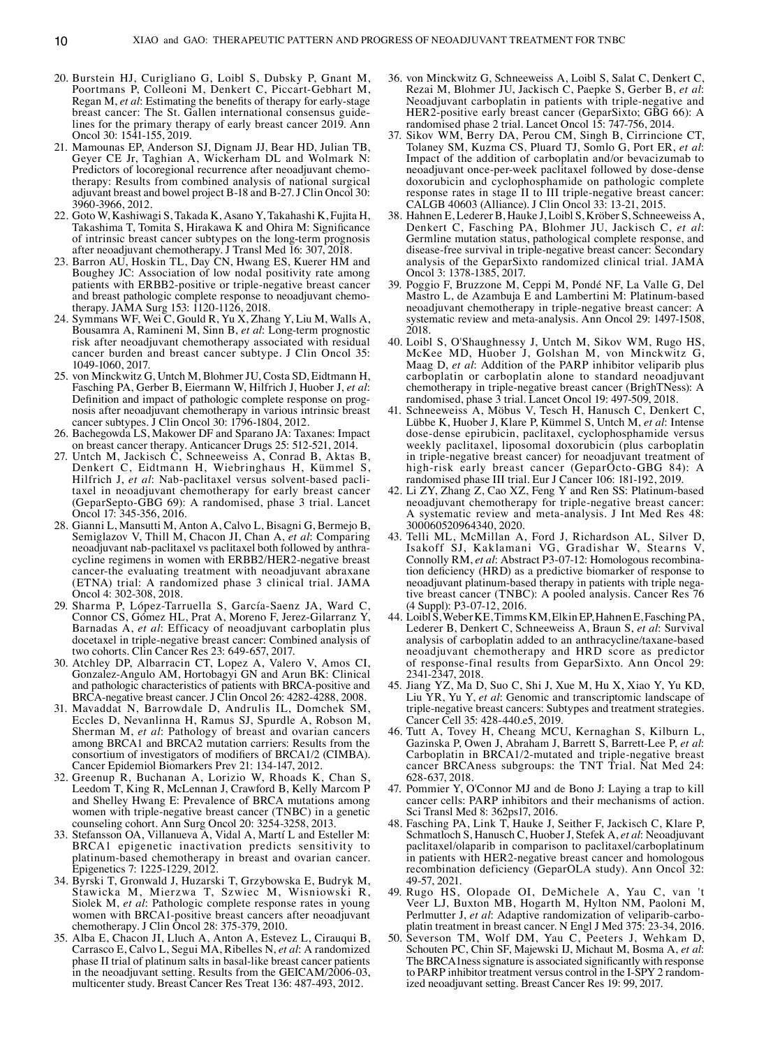20. Burstein HJ, Curigliano G, Loibl S, Dubsky P, Gnant M, Poortmans P, Colleoni M, Denkert C, Piccart-Gebhart M, Regan M, *et al*: Estimating the benefits of therapy for early-stage breast cancer: The St. Gallen international consensus guidelines for the primary therapy of early breast cancer 2019. Ann Oncol 30: 1541-155, 2019.
21. Mamounas EP, Anderson SJ, Dignam JJ, Bear HD, Julian TB, Geyer CE Jr, Taghian A, Wickerham DL and Wolmark N: Predictors of locoregional recurrence after neoadjuvant chemotherapy: Results from combined analysis of national surgical adjuvant breast and bowel project B-18 and B-27. J Clin Oncol 30: 3960-3966, 2012.
22. Goto W, Kashiwagi S, Takada K, Asano Y, Takahashi K, Fujita H, Takashima T, Tomita S, Hirakawa K and Ohira M: Significance of intrinsic breast cancer subtypes on the long-term prognosis after neoadjuvant chemotherapy. J Transl Med 16: 307, 2018.
23. Barron AU, Hoskin TL, Day CN, Hwang ES, Kuerer HM and Boughey JC: Association of low nodal positivity rate among patients with ERBB2-positive or triple-negative breast cancer and breast pathologic complete response to neoadjuvant chemotherapy. JAMA Surg 153: 1120-1126, 2018.
24. Symmans WF, Wei C, Gould R, Yu X, Zhang Y, Liu M, Walls A, Bousamra A, Ramineni M, Sinn B, *et al*: Long-term prognostic risk after neoadjuvant chemotherapy associated with residual cancer burden and breast cancer subtype. J Clin Oncol 35: 1049-1060, 2017.
25. von Minckwitz G, Untch M, Blohmer JU, Costa SD, Eidtmann H, Fasching PA, Gerber B, Eiermann W, Hilfrich J, Huober J, *et al*: Definition and impact of pathologic complete response on prognosis after neoadjuvant chemotherapy in various intrinsic breast cancer subtypes. J Clin Oncol 30: 1796-1804, 2012.
26. Bachegowda LS, Makower DF and Sparano JA: Taxanes: Impact on breast cancer therapy. Anticancer Drugs 25: 512-521, 2014.
27. Untch M, Jackisch C, Schneeweiss A, Conrad B, Aktas B, Denkert C, Eidtmann H, Wiebringhaus H, Kümmel S, Hilfrich J, *et al*: Nab-paclitaxel versus solvent-based paclitaxel in neoadjuvant chemotherapy for early breast cancer (GeparSepto-GBG 69): A randomised, phase 3 trial. Lancet Oncol 17: 345-356, 2016.
28. Gianni L, Mansutti M, Anton A, Calvo L, Bisagni G, Bermejo B, Semiglazov V, Thill M, Chacon JI, Chan A, *et al*: Comparing neoadjuvant nab-paclitaxel vs paclitaxel both followed by anthracycline regimens in women with ERBB2/HER2-negative breast cancer-the evaluating treatment with neoadjuvant abraxane (ETNA) trial: A randomized phase 3 clinical trial. JAMA Oncol 4: 302-308, 2018.
29. Sharma P, López-Tarruella S, García-Saenz JA, Ward C, Connor CS, Gómez HL, Prat A, Moreno F, Jerez-Gilarranz Y, Barnadas A, *et al*: Efficacy of neoadjuvant carboplatin plus docetaxel in triple-negative breast cancer: Combined analysis of two cohorts. Clin Cancer Res 23: 649-657, 2017.
30. Atchley DP, Albarracin CT, Lopez A, Valero V, Amos CI, Gonzalez-Angulo AM, Hortobagyi GN and Arun BK: Clinical and pathologic characteristics of patients with BRCA-positive and BRCA-negative breast cancer. J Clin Oncol 26: 4282-4288, 2008.
31. Mavaddat N, Barrowdale D, Andrulis IL, Domchek SM, Eccles D, Nevanlinna H, Ramus SJ, Spurdle A, Robson M, Sherman M, *et al*: Pathology of breast and ovarian cancers among BRCA1 and BRCA2 mutation carriers: Results from the consortium of investigators of modifiers of BRCA1/2 (CIMBA). Cancer Epidemiol Biomarkers Prev 21: 134-147, 2012.
32. Greenup R, Buchanan A, Lorizio W, Rhoads K, Chan S, Leedom T, King R, McLennan J, Crawford B, Kelly Marcom P and Shelley Hwang E: Prevalence of BRCA mutations among women with triple-negative breast cancer (TNBC) in a genetic counseling cohort. Ann Surg Oncol 20: 3254-3258, 2013.
33. Stefansson OA, Villanueva A, Vidal A, Martí L and Esteller M: BRCA1 epigenetic inactivation predicts sensitivity to platinum-based chemotherapy in breast and ovarian cancer. Epigenetics 7: 1225-1229, 2012.
34. Byrski T, Gronwald J, Huzarski T, Grzybowska E, Budryk M, Stawicka M, Mierzwa T, Szwiec M, Wisniowski R, Siolek M, *et al*: Pathologic complete response rates in young women with BRCA1-positive breast cancers after neoadjuvant chemotherapy. J Clin Oncol 28: 375-379, 2010.
35. Alba E, Chacon JI, Lluch A, Anton A, Estevez L, Cirauqui B, Carrasco E, Calvo L, Segui MA, Ribelles N, *et al*: A randomized phase II trial of platinum salts in basal-like breast cancer patients in the neoadjuvant setting. Results from the GEICAM/2006-03, multicenter study. Breast Cancer Res Treat 136: 487-493, 2012.
36. von Minckwitz G, Schneeweiss A, Loibl S, Salat C, Denkert C, Rezai M, Blohmer JU, Jackisch C, Paepke S, Gerber B, *et al*: Neoadjuvant carboplatin in patients with triple-negative and HER2-positive early breast cancer (GeparSixto; GBG 66): A randomised phase 2 trial. Lancet Oncol 15: 747-756, 2014.
37. Sikov WM, Berry DA, Perou CM, Singh B, Cirrincione CT, Tolaney SM, Kuzma CS, Pluard TJ, Somlo G, Port ER, *et al*: Impact of the addition of carboplatin and/or bevacizumab to neoadjuvant once-per-week paclitaxel followed by dose-dense doxorubicin and cyclophosphamide on pathologic complete response rates in stage II to III triple-negative breast cancer: CALGB 40603 (Alliance). J Clin Oncol 33: 13-21, 2015.
38. Hahnen E, Lederer B, Hauke J, Loibl S, Kröber S, Schneeweiss A, Denkert C, Fasching PA, Blohmer JU, Jackisch C, *et al*: Germline mutation status, pathological complete response, and disease-free survival in triple-negative breast cancer: Secondary analysis of the GeparSixto randomized clinical trial. JAMA Oncol 3: 1378-1385, 2017.
39. Poggio F, Bruzzone M, Ceppi M, Pondé NF, La Valle G, Del Mastro L, de Azambuja E and Lambertini M: Platinum-based neoadjuvant chemotherapy in triple-negative breast cancer: A systematic review and meta-analysis. Ann Oncol 29: 1497-1508, 2018.
40. Loibl S, O'Shaughnessy J, Untch M, Sikov WM, Rugo HS, McKee MD, Huober J, Golshan M, von Minckwitz G, Maag D, *et al*: Addition of the PARP inhibitor veliparib plus carboplatin or carboplatin alone to standard neoadjuvant chemotherapy in triple-negative breast cancer (BrighTNess): A randomised, phase 3 trial. Lancet Oncol 19: 497-509, 2018.
41. Schneeweiss A, Möbus V, Tesch H, Hanusch C, Denkert C, Lübbe K, Huober J, Klare P, Kümmel S, Untch M, *et al*: Intense dose-dense epirubicin, paclitaxel, cyclophosphamide versus weekly paclitaxel, liposomal doxorubicin (plus carboplatin in triple-negative breast cancer) for neoadjuvant treatment of high-risk early breast cancer (GeparOcto-GBG 84): A randomised phase III trial. Eur J Cancer 106: 181-192, 2019.
42. Li ZY, Zhang Z, Cao XZ, Feng Y and Ren SS: Platinum-based neoadjuvant chemotherapy for triple-negative breast cancer: A systematic review and meta-analysis. J Int Med Res 48: 300060520964340, 2020.
43. Telli ML, McMillan A, Ford J, Richardson AL, Silver D, Isakoff SJ, Kaklamani VG, Gradishar W, Stearns V, Connolly RM, *et al*: Abstract P3-07-12: Homologous recombination deficiency (HRD) as a predictive biomarker of response to neoadjuvant platinum-based therapy in patients with triple negative breast cancer (TNBC): A pooled analysis. Cancer Res 76 (4 Suppl): P3-07-12, 2016.
44. Loibl S, Weber KE, Timms KM, Elkin EP, Hahnen E, Fasching PA, Lederer B, Denkert C, Schneeweiss A, Braun S, *et al*: Survival analysis of carboplatin added to an anthracycline/taxane-based neoadjuvant chemotherapy and HRD score as predictor of response-final results from GeparSixto. Ann Oncol 29: 2341-2347, 2018.
45. Jiang YZ, Ma D, Suo C, Shi J, Xue M, Hu X, Xiao Y, Yu KD, Liu YR, Yu Y, *et al*: Genomic and transcriptomic landscape of triple-negative breast cancers: Subtypes and treatment strategies. Cancer Cell 35: 428-440.e5, 2019.
46. Tutt A, Tovey H, Cheang MCU, Kernaghan S, Kilburn L, Gazinska P, Owen J, Abraham J, Barrett S, Barrett-Lee P, *et al*: Carboplatin in BRCA1/2-mutated and triple-negative breast cancer BRCAness subgroups: the TNT Trial. Nat Med 24: 628-637, 2018.
47. Pommier Y, O'Connor MJ and de Bono J: Laying a trap to kill cancer cells: PARP inhibitors and their mechanisms of action. Sci Transl Med 8: 362ps17, 2016.
48. Fasching PA, Link T, Hauke J, Seither F, Jackisch C, Klare P, Schmatloch S, Hanusch C, Huober J, Stefek A, *et al*: Neoadjuvant paclitaxel/olaparib in comparison to paclitaxel/carboplatinum in patients with HER2-negative breast cancer and homologous recombination deficiency (GeparOLA study). Ann Oncol 32: 49-57, 2021.
49. Rugo HS, Olopade OI, DeMichele A, Yau C, van 't Veer LJ, Buxton MB, Hogarth M, Hylton NM, Paoloni M, Perlmutter J, *et al*: Adaptive randomization of veliparib-carboplatin treatment in breast cancer. N Engl J Med 375: 23-34, 2016.
50. Severson TM, Wolf DM, Yau C, Peeters J, Wehkam D, Schouten PC, Chin SF, Majewski IJ, Michaut M, Bosma A, *et al*: The BRCA1ness signature is associated significantly with response to PARP inhibitor treatment versus control in the I-SPY 2 randomized neoadjuvant setting. Breast Cancer Res 19: 99, 2017.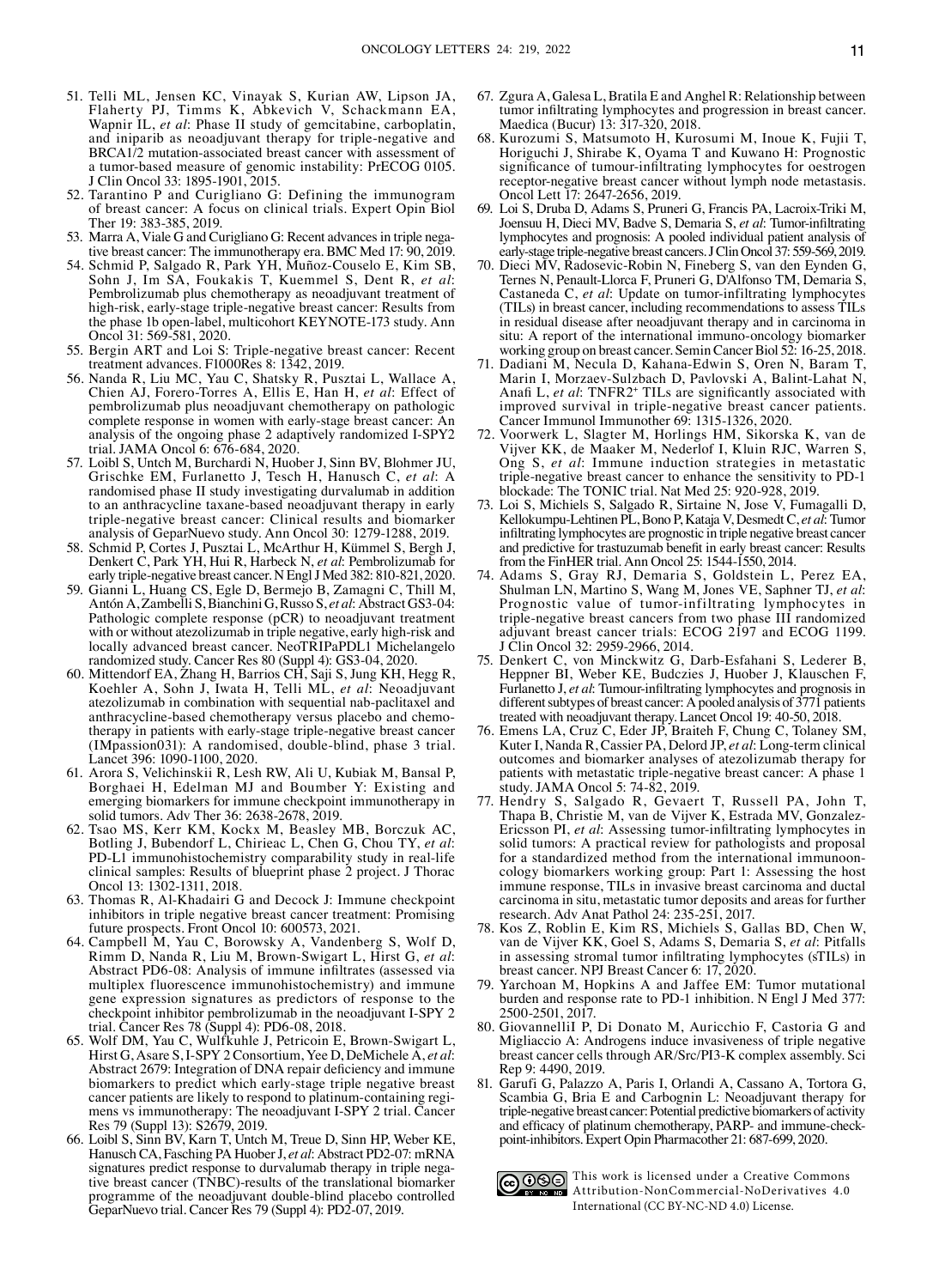51. Telli ML, Jensen KC, Vinayak S, Kurian AW, Lipson JA, Flaherty PJ, Timms K, Abkevich V, Schackmann EA, Wapnir IL, *et al*: Phase II study of gemcitabine, carboplatin, and iniparib as neoadjuvant therapy for triple-negative and BRCA1/2 mutation-associated breast cancer with assessment of a tumor-based measure of genomic instability: PrECOG 0105. J Clin Oncol 33: 1895-1901, 2015.
52. Tarantino P and Curigliano G: Defining the immunogram of breast cancer: A focus on clinical trials. Expert Opin Biol Ther 19: 383-385, 2019.
53. Marra A, Viale G and Curigliano G: Recent advances in triple negative breast cancer: The immunotherapy era. BMC Med 17: 90, 2019.
54. Schmid P, Salgado R, Park YH, Muñoz-Couselo E, Kim SB, Sohn J, Im SA, Foukakis T, Kuemmel S, Dent R, *et al*: Pembrolizumab plus chemotherapy as neoadjuvant treatment of high-risk, early-stage triple-negative breast cancer: Results from the phase 1b open-label, multicohort KEYNOTE-173 study. Ann Oncol 31: 569-581, 2020.
55. Bergin ART and Loi S: Triple-negative breast cancer: Recent treatment advances. F1000Res 8: 1342, 2019.
56. Nanda R, Liu MC, Yau C, Shatsky R, Pusztai L, Wallace A, Chien AJ, Forero-Torres A, Ellis E, Han H, *et al*: Effect of pembrolizumab plus neoadjuvant chemotherapy on pathologic complete response in women with early-stage breast cancer: An analysis of the ongoing phase 2 adaptively randomized I-SPY2 trial. JAMA Oncol 6: 676-684, 2020.
57. Loibl S, Untch M, Burchardi N, Huober J, Sinn BV, Blohmer JU, Grischke EM, Furlanetto J, Tesch H, Hanusch C, *et al*: A randomised phase II study investigating durvalumab in addition to an anthracycline taxane-based neoadjuvant therapy in early triple-negative breast cancer: Clinical results and biomarker analysis of GeparNuevo study. Ann Oncol 30: 1279-1288, 2019.
58. Schmid P, Cortes J, Pusztai L, McArthur H, Kümmel S, Bergh J, Denkert C, Park YH, Hui R, Harbeck N, *et al*: Pembrolizumab for early triple-negative breast cancer. N Engl J Med 382: 810-821, 2020.
59. Gianni L, Huang CS, Egle D, Bermejo B, Zamagni C, Thill M, Antón A, Zambelli S, Bianchini G, Russo S, *et al*: Abstract GS3-04: Pathologic complete response (pCR) to neoadjuvant treatment with or without atezolizumab in triple negative, early high-risk and locally advanced breast cancer. NeoTRIPaPDL1 Michelangelo randomized study. Cancer Res 80 (Suppl 4): GS3-04, 2020.
60. Mittendorf EA, Zhang H, Barrios CH, Saji S, Jung KH, Hegg R, Koehler A, Sohn J, Iwata H, Telli ML, *et al*: Neoadjuvant atezolizumab in combination with sequential nab-paclitaxel and anthracycline-based chemotherapy versus placebo and chemotherapy in patients with early-stage triple-negative breast cancer (IMpassion031): A randomised, double-blind, phase 3 trial. Lancet 396: 1090-1100, 2020.
61. Arora S, Velichinskii R, Lesh RW, Ali U, Kubiak M, Bansal P, Borghaei H, Edelman MJ and Boumber Y: Existing and emerging biomarkers for immune checkpoint immunotherapy in solid tumors. Adv Ther 36: 2638-2678, 2019.
62. Tsao MS, Kerr KM, Kockx M, Beasley MB, Borczuk AC, Botling J, Bubendorf L, Chirieac L, Chen G, Chou TY, *et al*: PD-L1 immunohistochemistry comparability study in real-life clinical samples: Results of blueprint phase 2 project. J Thorac Oncol 13: 1302-1311, 2018.
63. Thomas R, Al-Khadairi G and Decock J: Immune checkpoint inhibitors in triple negative breast cancer treatment: Promising future prospects. Front Oncol 10: 600573, 2021.
64. Campbell M, Yau C, Borowsky A, Vandenberg S, Wolf D, Rimm D, Nanda R, Liu M, Brown-Swigart L, Hirst G, *et al*: Abstract PD6-08: Analysis of immune infiltrates (assessed via multiplex fluorescence immunohistochemistry) and immune gene expression signatures as predictors of response to the checkpoint inhibitor pembrolizumab in the neoadjuvant I-SPY 2 trial. Cancer Res 78 (Suppl 4): PD6-08, 2018.
65. Wolf DM, Yau C, Wulfkuhle J, Petricoin E, Brown-Swigart L, Hirst G, Asare S, I-SPY 2 Consortium, Yee D, DeMichele A, *et al*: Abstract 2679: Integration of DNA repair deficiency and immune biomarkers to predict which early-stage triple negative breast cancer patients are likely to respond to platinum-containing regimens vs immunotherapy: The neoadjuvant I-SPY 2 trial. Cancer Res 79 (Suppl 13): S2679, 2019.
66. Loibl S, Sinn BV, Karn T, Untch M, Treue D, Sinn HP, Weber KE, Hanusch CA, Fasching PA Huober J, *et al*: Abstract PD2-07: mRNA signatures predict response to durvalumab therapy in triple negative breast cancer (TNBC)-results of the translational biomarker programme of the neoadjuvant double-blind placebo controlled GeparNuevo trial. Cancer Res 79 (Suppl 4): PD2-07, 2019.
67. Zgura A, Galesa L, Bratila E and Anghel R: Relationship between tumor infiltrating lymphocytes and progression in breast cancer. Maedica (Bucur) 13: 317-320, 2018.
68. Kurozumi S, Matsumoto H, Kurosumi M, Inoue K, Fujii T, Horiguchi J, Shirabe K, Oyama T and Kuwano H: Prognostic significance of tumour-infiltrating lymphocytes for oestrogen receptor-negative breast cancer without lymph node metastasis. Oncol Lett 17: 2647-2656, 2019.
69. Loi S, Druba D, Adams S, Pruneri G, Francis PA, Lacroix-Triki M, Joensuu H, Dieci MV, Badve S, Demaria S, *et al*: Tumor-infiltrating lymphocytes and prognosis: A pooled individual patient analysis of early-stage triple-negative breast cancers. J Clin Oncol 37: 559-569, 2019.
70. Dieci MV, Radosevic-Robin N, Fineberg S, van den Eynden G, Ternes N, Penault-Llorca F, Pruneri G, D'Alfonso TM, Demaria S, Castaneda C, *et al*: Update on tumor-infiltrating lymphocytes (TILs) in breast cancer, including recommendations to assess TILs in residual disease after neoadjuvant therapy and in carcinoma in situ: A report of the international immuno-oncology biomarker working group on breast cancer. Semin Cancer Biol 52: 16-25, 2018.
71. Dadiani M, Necula D, Kahana-Edwin S, Oren N, Baram T, Marin I, Morzaev-Sulzbach D, Pavlovski A, Balint-Lahat N, Anafi L, *et al*: TNFR2[+] TILs are significantly associated with improved survival in triple-negative breast cancer patients. Cancer Immunol Immunother 69: 1315-1326, 2020.
72. Voorwerk L, Slagter M, Horlings HM, Sikorska K, van de Vijver KK, de Maaker M, Nederlof I, Kluin RJC, Warren S, Ong S, *et al*: Immune induction strategies in metastatic triple-negative breast cancer to enhance the sensitivity to PD-1 blockade: The TONIC trial. Nat Med 25: 920-928, 2019.
73. Loi S, Michiels S, Salgado R, Sirtaine N, Jose V, Fumagalli D, Kellokumpu-Lehtinen PL, Bono P, Kataja V, Desmedt C, *et al*: Tumor infiltrating lymphocytes are prognostic in triple negative breast cancer and predictive for trastuzumab benefit in early breast cancer: Results from the FinHER trial. Ann Oncol 25: 1544-1550, 2014.
74. Adams S, Gray RJ, Demaria S, Goldstein L, Perez EA, Shulman LN, Martino S, Wang M, Jones VE, Saphner TJ, *et al*: Prognostic value of tumor-infiltrating lymphocytes in triple-negative breast cancers from two phase III randomized adjuvant breast cancer trials: ECOG 2197 and ECOG 1199. J Clin Oncol 32: 2959-2966, 2014.
75. Denkert C, von Minckwitz G, Darb-Esfahani S, Lederer B, Heppner BI, Weber KE, Budczies J, Huober J, Klauschen F, Furlanetto J, *et al*: Tumour-infiltrating lymphocytes and prognosis in different subtypes of breast cancer: A pooled analysis of 3771 patients treated with neoadjuvant therapy. Lancet Oncol 19: 40-50, 2018.
76. Emens LA, Cruz C, Eder JP, Braiteh F, Chung C, Tolaney SM, Kuter I, Nanda R, Cassier PA, Delord JP, *et al*: Long-term clinical outcomes and biomarker analyses of atezolizumab therapy for patients with metastatic triple-negative breast cancer: A phase 1 study. JAMA Oncol 5: 74-82, 2019.
77. Hendry S, Salgado R, Gevaert T, Russell PA, John T, Thapa B, Christie M, van de Vijver K, Estrada MV, Gonzalez-Ericsson PI, *et al*: Assessing tumor-infiltrating lymphocytes in solid tumors: A practical review for pathologists and proposal for a standardized method from the international immunooncology biomarkers working group: Part 1: Assessing the host immune response, TILs in invasive breast carcinoma and ductal carcinoma in situ, metastatic tumor deposits and areas for further research. Adv Anat Pathol 24: 235-251, 2017.
78. Kos Z, Roblin E, Kim RS, Michiels S, Gallas BD, Chen W, van de Vijver KK, Goel S, Adams S, Demaria S, *et al*: Pitfalls in assessing stromal tumor infiltrating lymphocytes (sTILs) in breast cancer. NPJ Breast Cancer 6: 17, 2020.
79. Yarchoan M, Hopkins A and Jaffee EM: Tumor mutational burden and response rate to PD-1 inhibition. N Engl J Med 377: 2500-2501, 2017.
80. GiovannelliI P, Di Donato M, Auricchio F, Castoria G and Migliaccio A: Androgens induce invasiveness of triple negative breast cancer cells through AR/Src/PI3-K complex assembly. Sci Rep 9: 4490, 2019.
81. Garufi G, Palazzo A, Paris I, Orlandi A, Cassano A, Tortora G, Scambia G, Bria E and Carbognin L: Neoadjuvant therapy for triple-negative breast cancer: Potential predictive biomarkers of activity and efficacy of platinum chemotherapy, PARP- and immune-checkpoint-inhibitors. Expert Opin Pharmacother 21: 687-699, 2020.

This work is licensed under a Creative Commons Attribution-NonCommercial-NoDerivatives 4.0 International (CC BY-NC-ND 4.0) License.